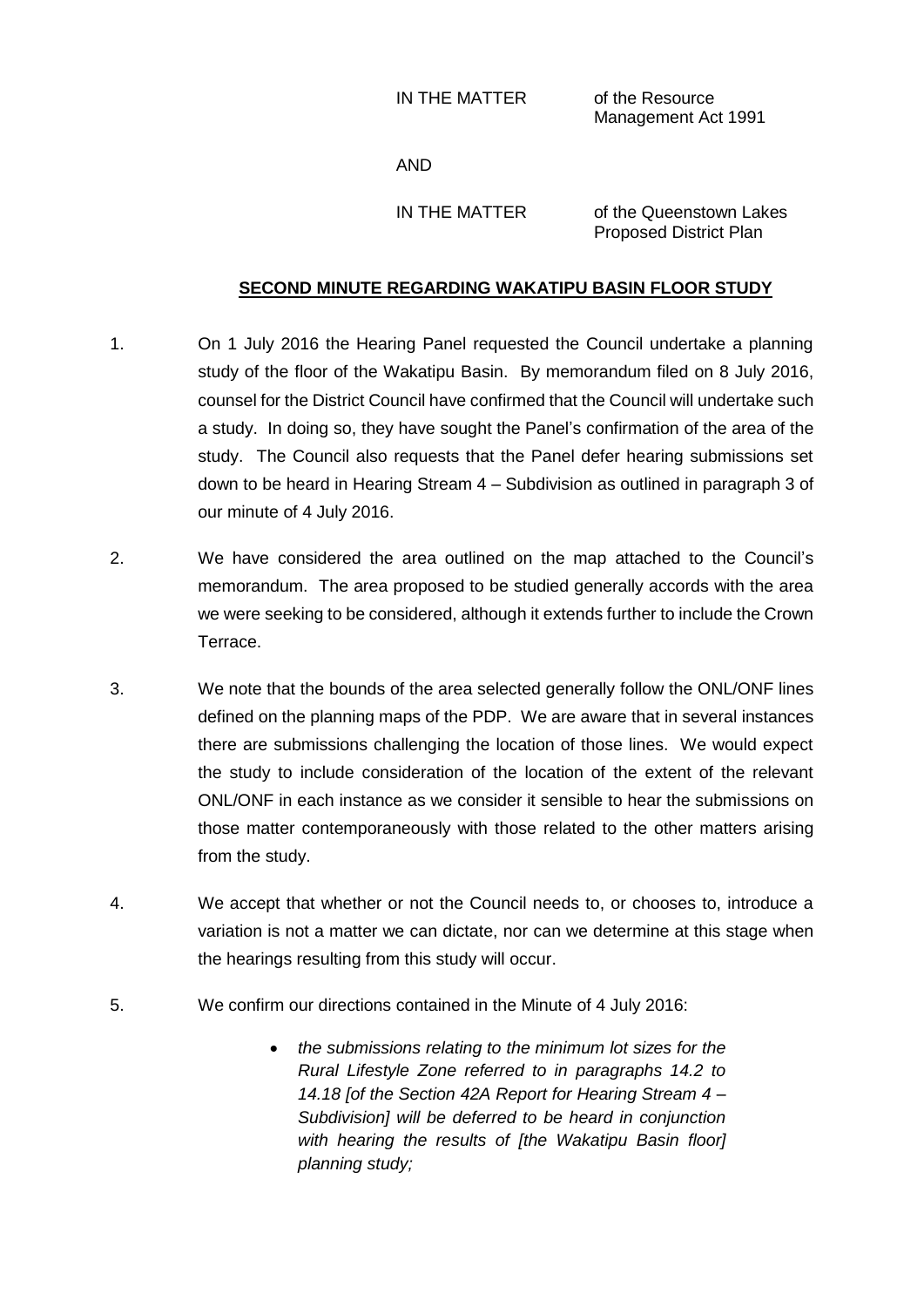IN THE MATTER of the Resource Management Act 1991

AND

IN THE MATTER of the Queenstown Lakes Proposed District Plan

## SECOND MINUTE REGARDING WAKATIPU BASIN FLOOR STUDY

1. On 1 July 2016 the Hearing Panel requested the Council undertake a planning study of the floor of the Wakatipu Basin. By memorandum filed on 8 July 2016, counsel for the District Council have confirmed that the Council will undertake such a study. In doing so, they have sought the Panel's confirmation of the area of the study. The Council also requests that the Panel defer hearing submissions set down to be heard in Hearing Stream 4 – Subdivision as outlined in paragraph 3 of our minute of 4 July 2016.

2. We have considered the area outlined on the map attached to the Council's memorandum. The area proposed to be studied generally accords with the area we were seeking to be considered, although it extends further to include the Crown Terrace.

3. We note that the bounds of the area selected generally follow the ONL/ONF lines defined on the planning maps of the PDP. We are aware that in several instances there are submissions challenging the location of those lines. We would expect the study to include consideration of the location of the extent of the relevant ONL/ONF in each instance as we consider it sensible to hear the submissions on those matter contemporaneously with those related to the other matters arising from the study.

4. We accept that whether or not the Council needs to, or chooses to, introduce a variation is not a matter we can dictate, nor can we determine at this stage when the hearings resulting from this study will occur.

5. We confirm our directions contained in the Minute of 4 July 2016:

   - *the submissions relating to the minimum lot sizes for the Rural Lifestyle Zone referred to in paragraphs 14.2 to 14.18 [of the Section 42A Report for Hearing Stream 4 – Subdivision] will be deferred to be heard in conjunction with hearing the results of [the Wakatipu Basin floor] planning study;*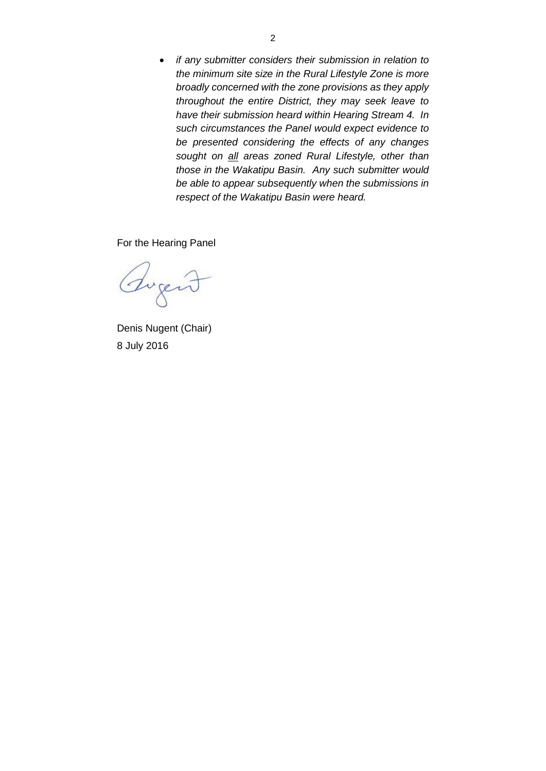- *if any submitter considers their submission in relation to the minimum site size in the Rural Lifestyle Zone is more broadly concerned with the zone provisions as they apply throughout the entire District, they may seek leave to have their submission heard within Hearing Stream 4. In such circumstances the Panel would expect evidence to be presented considering the effects of any changes sought on <u>all</u> areas zoned Rural Lifestyle, other than those in the Wakatipu Basin. Any such submitter would be able to appear subsequently when the submissions in respect of the Wakatipu Basin were heard.*

For the Hearing Panel

Denis Nugent (Chair)
8 July 2016